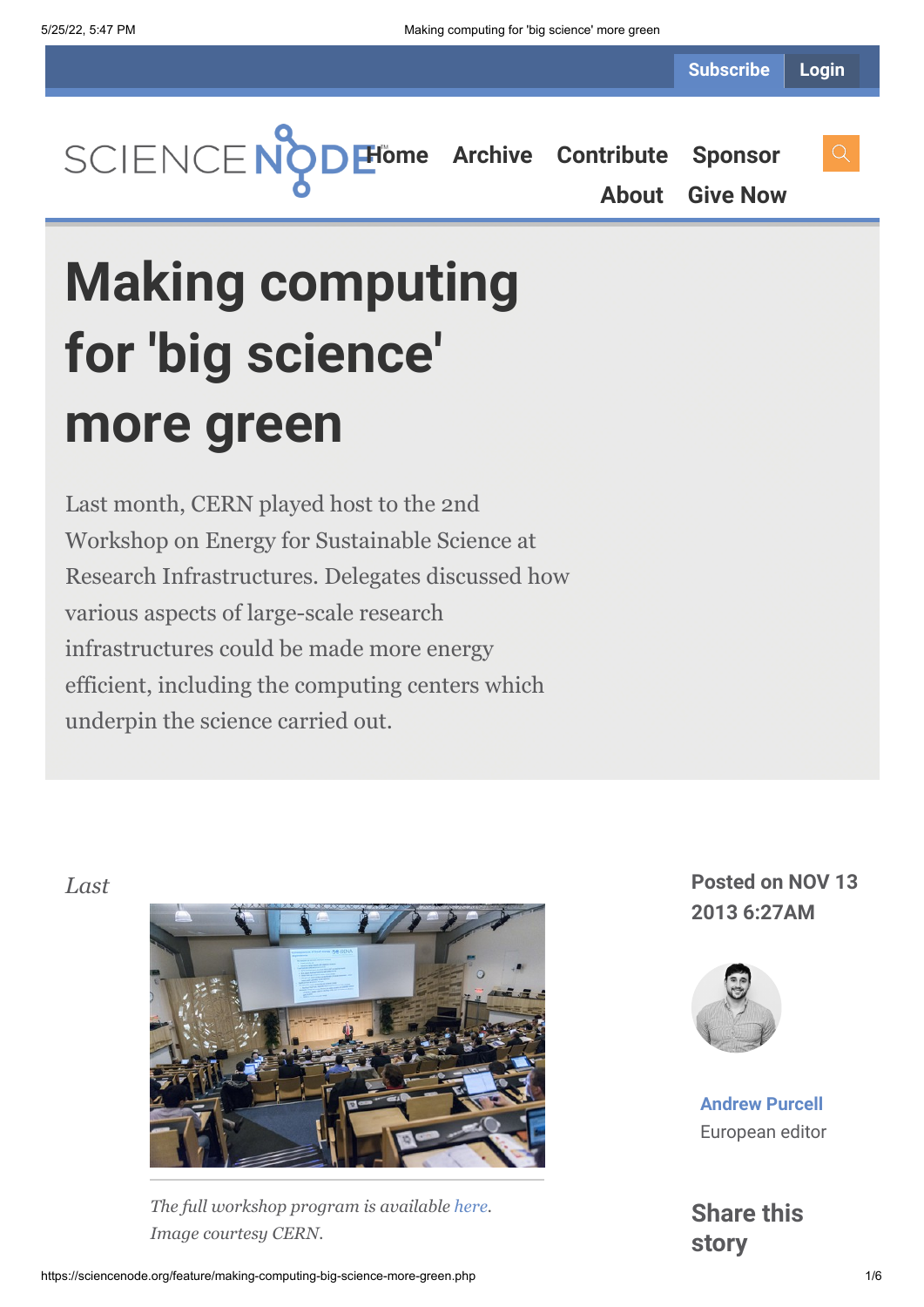Subscribe Login

SCIENCE NODE

Home Archive Contribute Sponsor About Give Now

# Making computing for 'big science' more green

Last month, CERN played host to the 2nd Workshop on Energy for Sustainable Science at Research Infrastructures. Delegates discussed how various aspects of large-scale research infrastructures could be made more energy efficient, including the computing centers which underpin the science carried out.

*Last*

*The full workshop program is available here. Image courtesy CERN.*

**Posted on NOV 13 2013 6:27AM**

**Andrew Purcell**
European editor

## Share this story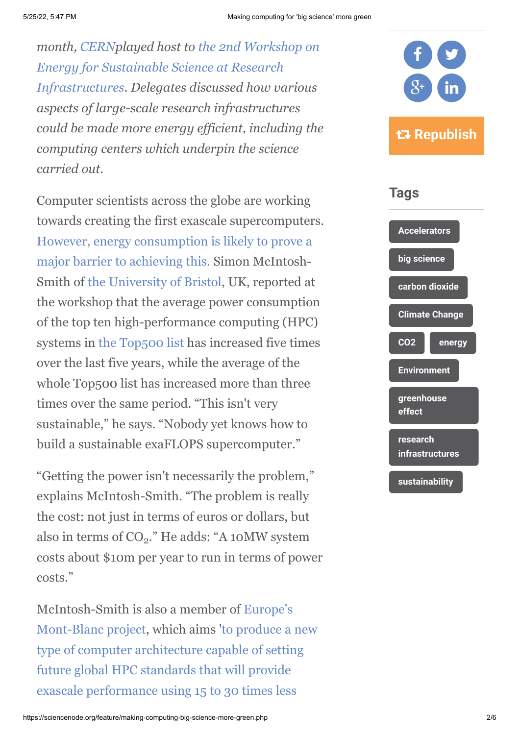*month, CERNplayed host to the 2nd Workshop on Energy for Sustainable Science at Research Infrastructures. Delegates discussed how various aspects of large-scale research infrastructures could be made more energy efficient, including the computing centers which underpin the science carried out.*

Computer scientists across the globe are working towards creating the first exascale supercomputers. However, energy consumption is likely to prove a major barrier to achieving this. Simon McIntosh-Smith of the University of Bristol, UK, reported at the workshop that the average power consumption of the top ten high-performance computing (HPC) systems in the Top500 list has increased five times over the last five years, while the average of the whole Top500 list has increased more than three times over the same period. “This isn't very sustainable,” he says. “Nobody yet knows how to build a sustainable exaFLOPS supercomputer.”

“Getting the power isn't necessarily the problem,” explains McIntosh-Smith. “The problem is really the cost: not just in terms of euros or dollars, but also in terms of $CO_2$.” He adds: “A 10MW system costs about $10m per year to run in terms of power costs.”

McIntosh-Smith is also a member of Europe's Mont-Blanc project, which aims 'to produce a new type of computer architecture capable of setting future global HPC standards that will provide exascale performance using 15 to 30 times less

## Tags

- Accelerators
- big science
- carbon dioxide
- Climate Change
- CO2
- energy
- Environment
- greenhouse effect
- research infrastructures
- sustainability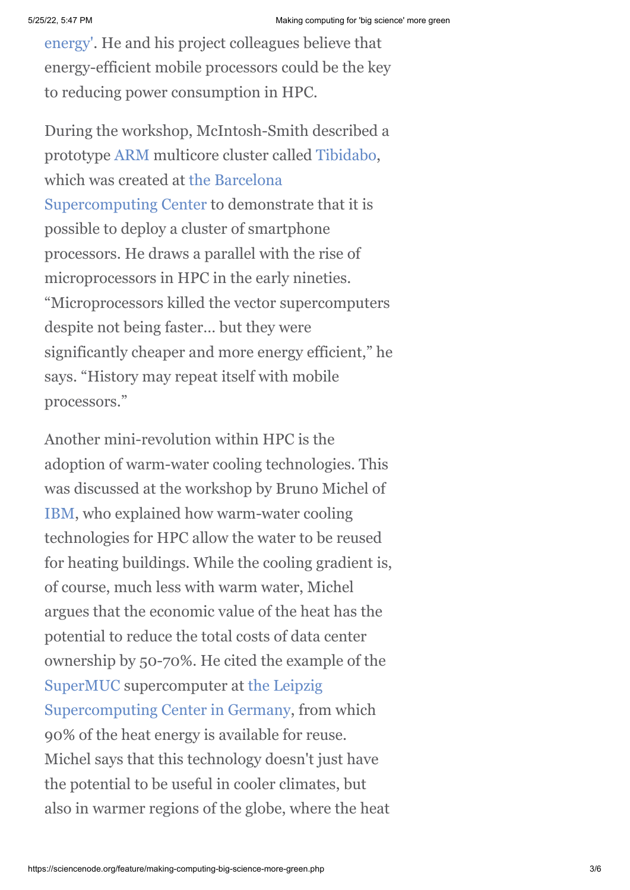energy'. He and his project colleagues believe that energy-efficient mobile processors could be the key to reducing power consumption in HPC.

During the workshop, McIntosh-Smith described a prototype ARM multicore cluster called Tibidabo, which was created at the Barcelona Supercomputing Center to demonstrate that it is possible to deploy a cluster of smartphone processors. He draws a parallel with the rise of microprocessors in HPC in the early nineties. "Microprocessors killed the vector supercomputers despite not being faster... but they were significantly cheaper and more energy efficient," he says. "History may repeat itself with mobile processors."

Another mini-revolution within HPC is the adoption of warm-water cooling technologies. This was discussed at the workshop by Bruno Michel of IBM, who explained how warm-water cooling technologies for HPC allow the water to be reused for heating buildings. While the cooling gradient is, of course, much less with warm water, Michel argues that the economic value of the heat has the potential to reduce the total costs of data center ownership by 50-70%. He cited the example of the SuperMUC supercomputer at the Leipzig Supercomputing Center in Germany, from which 90% of the heat energy is available for reuse. Michel says that this technology doesn't just have the potential to be useful in cooler climates, but also in warmer regions of the globe, where the heat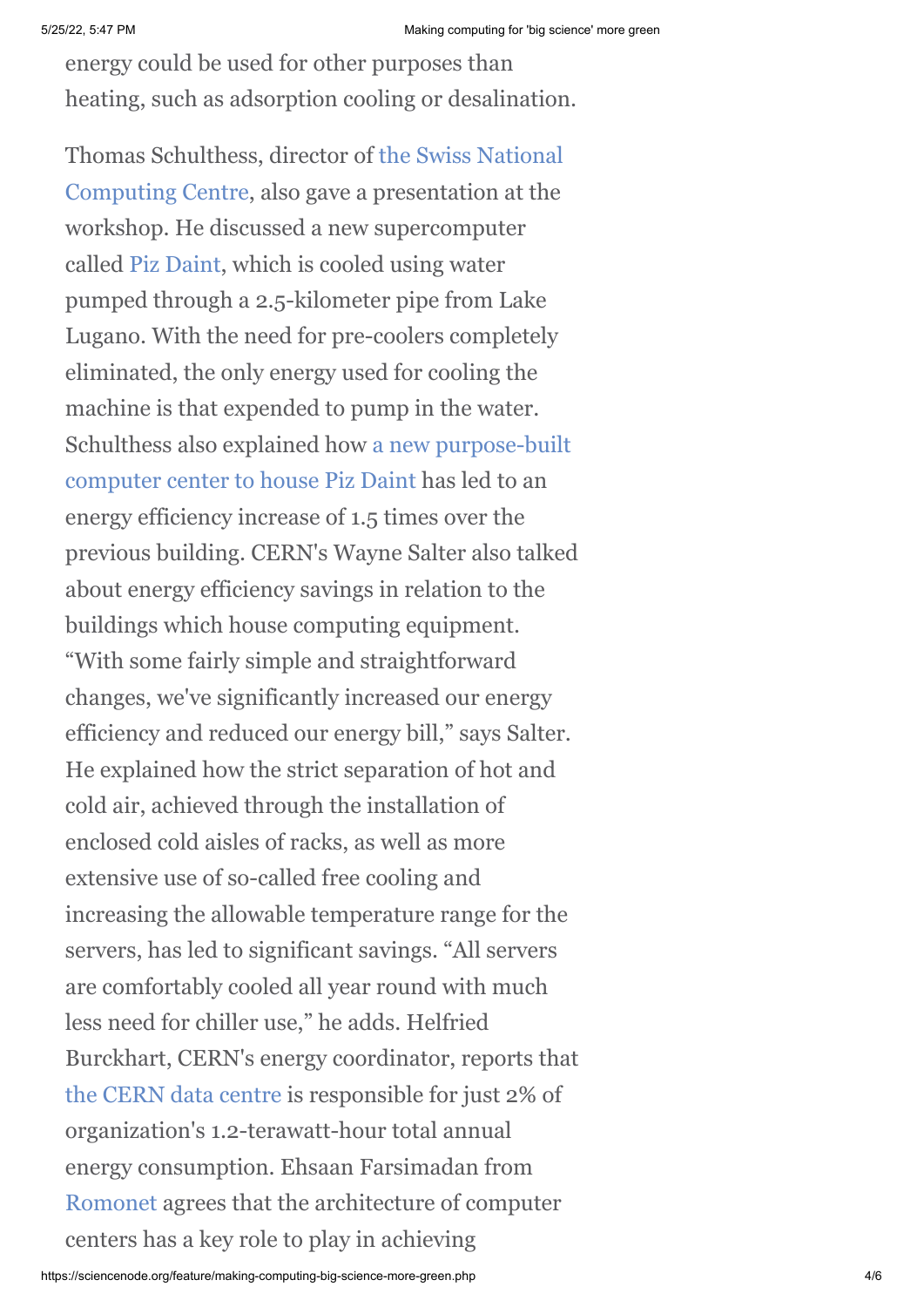energy could be used for other purposes than heating, such as adsorption cooling or desalination.

Thomas Schulthess, director of the Swiss National Computing Centre, also gave a presentation at the workshop. He discussed a new supercomputer called Piz Daint, which is cooled using water pumped through a 2.5-kilometer pipe from Lake Lugano. With the need for pre-coolers completely eliminated, the only energy used for cooling the machine is that expended to pump in the water. Schulthess also explained how a new purpose-built computer center to house Piz Daint has led to an energy efficiency increase of 1.5 times over the previous building. CERN's Wayne Salter also talked about energy efficiency savings in relation to the buildings which house computing equipment. "With some fairly simple and straightforward changes, we've significantly increased our energy efficiency and reduced our energy bill," says Salter. He explained how the strict separation of hot and cold air, achieved through the installation of enclosed cold aisles of racks, as well as more extensive use of so-called free cooling and increasing the allowable temperature range for the servers, has led to significant savings. "All servers are comfortably cooled all year round with much less need for chiller use," he adds. Helfried Burckhart, CERN's energy coordinator, reports that the CERN data centre is responsible for just 2% of organization's 1.2-terawatt-hour total annual energy consumption. Ehsaan Farsimadan from Romonet agrees that the architecture of computer centers has a key role to play in achieving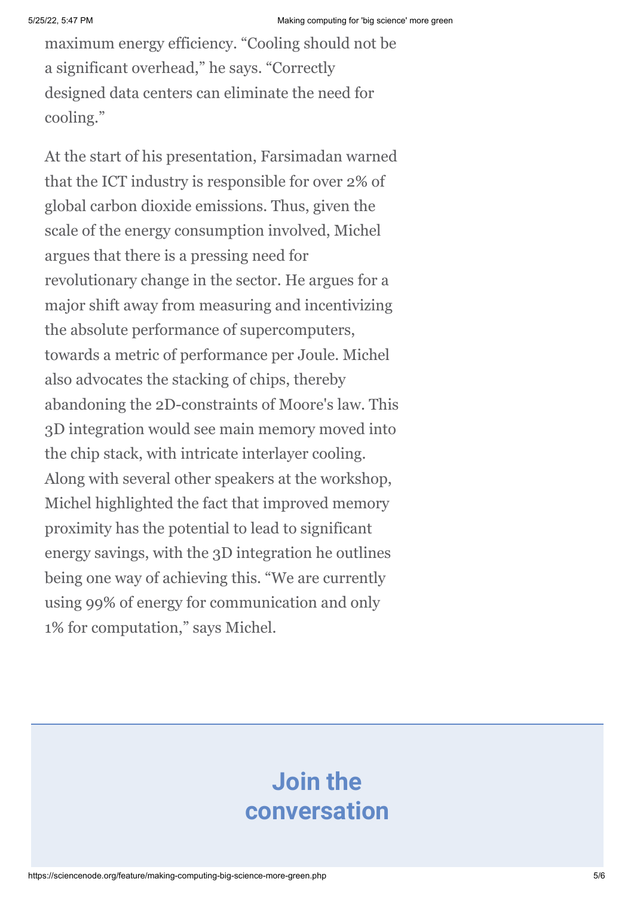maximum energy efficiency. "Cooling should not be a significant overhead," he says. "Correctly designed data centers can eliminate the need for cooling."

At the start of his presentation, Farsimadan warned that the ICT industry is responsible for over 2% of global carbon dioxide emissions. Thus, given the scale of the energy consumption involved, Michel argues that there is a pressing need for revolutionary change in the sector. He argues for a major shift away from measuring and incentivizing the absolute performance of supercomputers, towards a metric of performance per Joule. Michel also advocates the stacking of chips, thereby abandoning the 2D-constraints of Moore's law. This 3D integration would see main memory moved into the chip stack, with intricate interlayer cooling. Along with several other speakers at the workshop, Michel highlighted the fact that improved memory proximity has the potential to lead to significant energy savings, with the 3D integration he outlines being one way of achieving this. "We are currently using 99% of energy for communication and only 1% for computation," says Michel.

## Join the conversation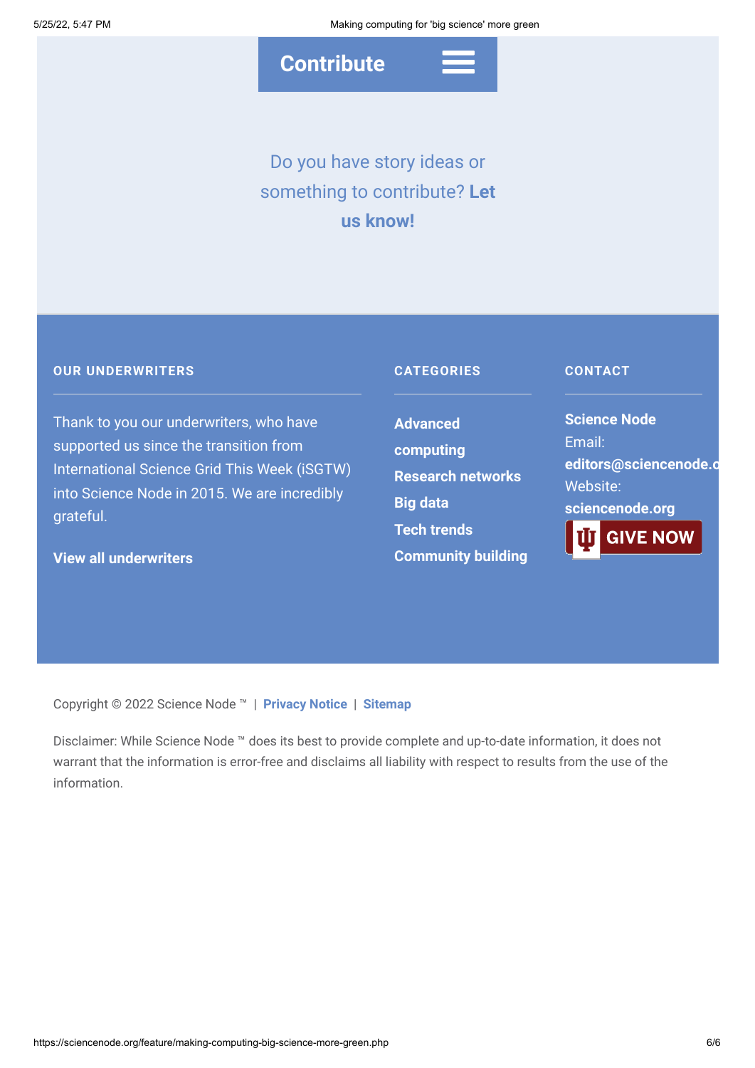**Contribute**

Do you have story ideas or something to contribute? **Let us know!**

## OUR UNDERWRITERS

Thank to you our underwriters, who have supported us since the transition from International Science Grid This Week (iSGTW) into Science Node in 2015. We are incredibly grateful.

**View all underwriters**

## CATEGORIES

- **Advanced computing**
- **Research networks**
- **Big data**
- **Tech trends**
- **Community building**

## CONTACT

**Science Node**
Email:
**editors@sciencenode.o**
Website:
**sciencenode.org**

**GIVE NOW**

Copyright © 2022 Science Node ™ | **Privacy Notice** | **Sitemap**

Disclaimer: While Science Node ™ does its best to provide complete and up-to-date information, it does not warrant that the information is error-free and disclaims all liability with respect to results from the use of the information.